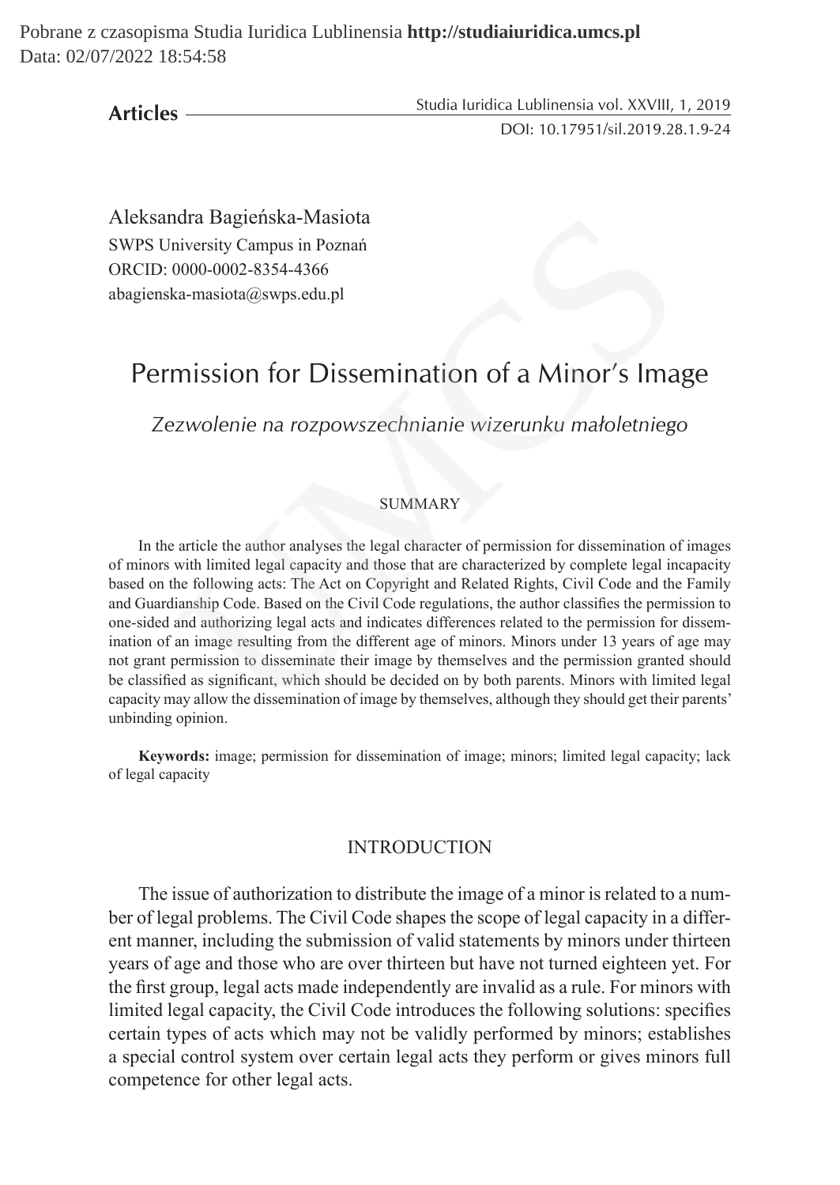**Articles**

Aleksandra Bagieńska-Masiota
SWPS University Campus in Poznań
ORCID: 0000-0002-8354-4366
abagienska-masiota@swps.edu.pl

# Permission for Dissemination of a Minor's Image

*Zezwolenie na rozpowszechnianie wizerunku małoletniego*

## SUMMARY

In the article the author analyses the legal character of permission for dissemination of images of minors with limited legal capacity and those that are characterized by complete legal incapacity based on the following acts: The Act on Copyright and Related Rights, Civil Code and the Family and Guardianship Code. Based on the Civil Code regulations, the author classifies the permission to one-sided and authorizing legal acts and indicates differences related to the permission for dissemination of an image resulting from the different age of minors. Minors under 13 years of age may not grant permission to disseminate their image by themselves and the permission granted should be classified as significant, which should be decided on by both parents. Minors with limited legal capacity may allow the dissemination of image by themselves, although they should get their parents' unbinding opinion.

**Keywords:** image; permission for dissemination of image; minors; limited legal capacity; lack of legal capacity

## INTRODUCTION

The issue of authorization to distribute the image of a minor is related to a number of legal problems. The Civil Code shapes the scope of legal capacity in a different manner, including the submission of valid statements by minors under thirteen years of age and those who are over thirteen but have not turned eighteen yet. For the first group, legal acts made independently are invalid as a rule. For minors with limited legal capacity, the Civil Code introduces the following solutions: specifies certain types of acts which may not be validly performed by minors; establishes a special control system over certain legal acts they perform or gives minors full competence for other legal acts.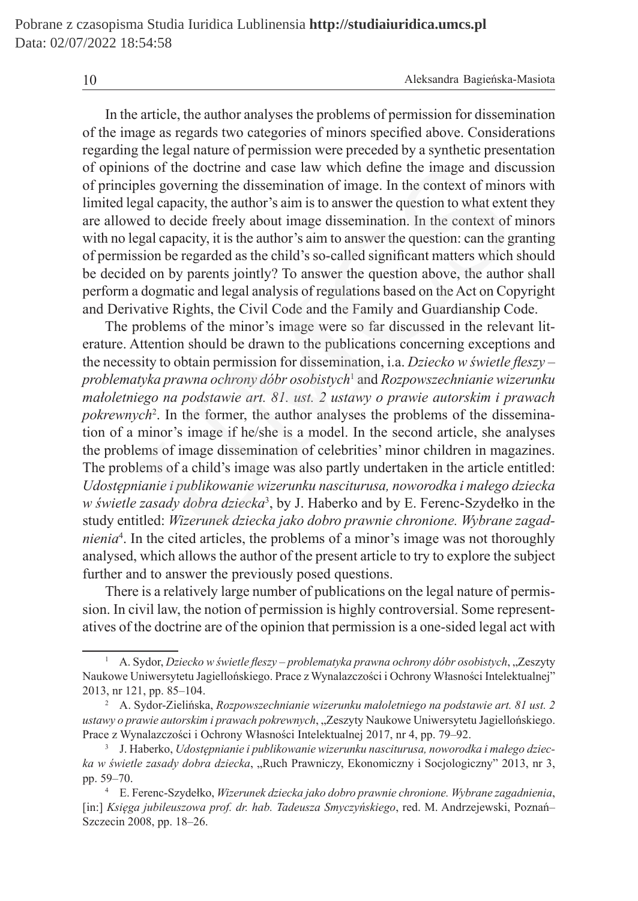In the article, the author analyses the problems of permission for dissemination of the image as regards two categories of minors specified above. Considerations regarding the legal nature of permission were preceded by a synthetic presentation of opinions of the doctrine and case law which define the image and discussion of principles governing the dissemination of image. In the context of minors with limited legal capacity, the author's aim is to answer the question to what extent they are allowed to decide freely about image dissemination. In the context of minors with no legal capacity, it is the author's aim to answer the question: can the granting of permission be regarded as the child's so-called significant matters which should be decided on by parents jointly? To answer the question above, the author shall perform a dogmatic and legal analysis of regulations based on the Act on Copyright and Derivative Rights, the Civil Code and the Family and Guardianship Code.

The problems of the minor's image were so far discussed in the relevant literature. Attention should be drawn to the publications concerning exceptions and the necessity to obtain permission for dissemination, i.a. *Dziecko w świetle fleszy – problematyka prawna ochrony dóbr osobistych*[1] and *Rozpowszechnianie wizerunku małoletniego na podstawie art. 81. ust. 2 ustawy o prawie autorskim i prawach pokrewnych*[2]. In the former, the author analyses the problems of the dissemination of a minor's image if he/she is a model. In the second article, she analyses the problems of image dissemination of celebrities' minor children in magazines. The problems of a child's image was also partly undertaken in the article entitled: *Udostępnianie i publikowanie wizerunku nasciturusa, noworodka i małego dziecka w świetle zasady dobra dziecka*[3], by J. Haberko and by E. Ferenc-Szydełko in the study entitled: *Wizerunek dziecka jako dobro prawnie chronione. Wybrane zagadnienia*[4]. In the cited articles, the problems of a minor's image was not thoroughly analysed, which allows the author of the present article to try to explore the subject further and to answer the previously posed questions.

There is a relatively large number of publications on the legal nature of permission. In civil law, the notion of permission is highly controversial. Some representatives of the doctrine are of the opinion that permission is a one-sided legal act with

---

[1] A. Sydor, *Dziecko w świetle fleszy – problematyka prawna ochrony dóbr osobistych*, „Zeszyty Naukowe Uniwersytetu Jagiellońskiego. Prace z Wynalazczości i Ochrony Własności Intelektualnej" 2013, nr 121, pp. 85–104.

[2] A. Sydor-Zielińska, *Rozpowszechnianie wizerunku małoletniego na podstawie art. 81 ust. 2 ustawy o prawie autorskim i prawach pokrewnych*, „Zeszyty Naukowe Uniwersytetu Jagiellońskiego. Prace z Wynalazczości i Ochrony Własności Intelektualnej 2017, nr 4, pp. 79–92.

[3] J. Haberko, *Udostępnianie i publikowanie wizerunku nasciturusa, noworodka i małego dziecka w świetle zasady dobra dziecka*, „Ruch Prawniczy, Ekonomiczny i Socjologiczny" 2013, nr 3, pp. 59–70.

[4] E. Ferenc-Szydełko, *Wizerunek dziecka jako dobro prawnie chronione. Wybrane zagadnienia*, [in:] *Księga jubileuszowa prof. dr. hab. Tadeusza Smyczyńskiego*, red. M. Andrzejewski, Poznań–Szczecin 2008, pp. 18–26.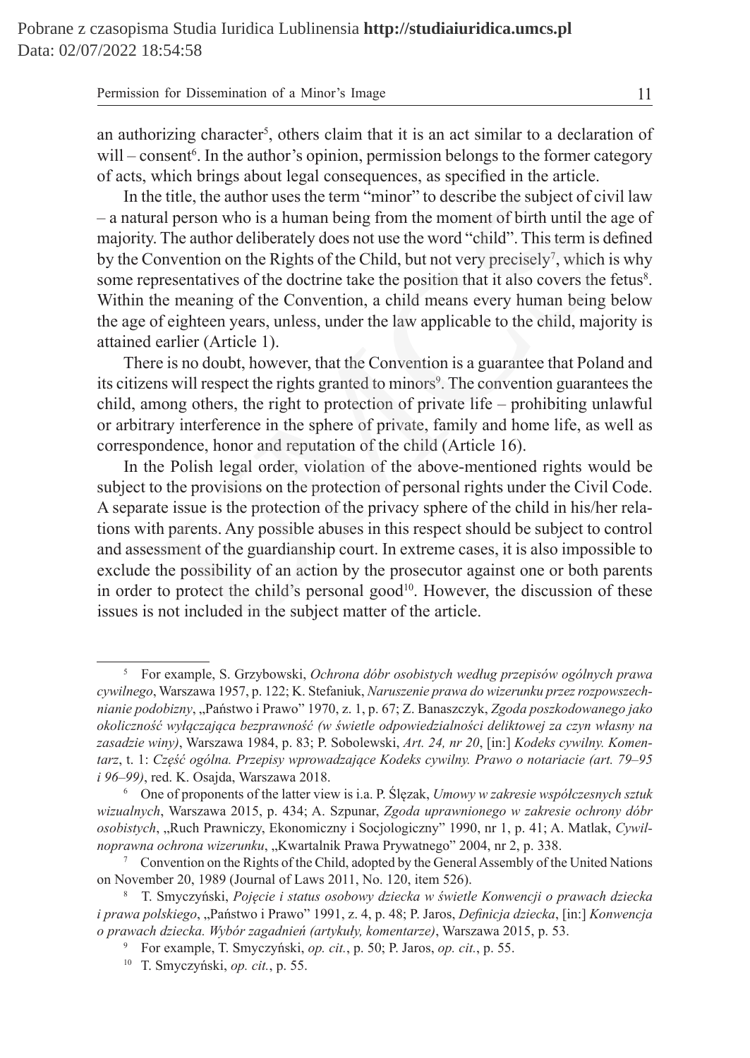an authorizing character[5], others claim that it is an act similar to a declaration of will – consent[6]. In the author's opinion, permission belongs to the former category of acts, which brings about legal consequences, as specified in the article.

In the title, the author uses the term "minor" to describe the subject of civil law – a natural person who is a human being from the moment of birth until the age of majority. The author deliberately does not use the word "child". This term is defined by the Convention on the Rights of the Child, but not very precisely[7], which is why some representatives of the doctrine take the position that it also covers the fetus[8]. Within the meaning of the Convention, a child means every human being below the age of eighteen years, unless, under the law applicable to the child, majority is attained earlier (Article 1).

There is no doubt, however, that the Convention is a guarantee that Poland and its citizens will respect the rights granted to minors[9]. The convention guarantees the child, among others, the right to protection of private life – prohibiting unlawful or arbitrary interference in the sphere of private, family and home life, as well as correspondence, honor and reputation of the child (Article 16).

In the Polish legal order, violation of the above-mentioned rights would be subject to the provisions on the protection of personal rights under the Civil Code. A separate issue is the protection of the privacy sphere of the child in his/her relations with parents. Any possible abuses in this respect should be subject to control and assessment of the guardianship court. In extreme cases, it is also impossible to exclude the possibility of an action by the prosecutor against one or both parents in order to protect the child's personal good[10]. However, the discussion of these issues is not included in the subject matter of the article.

---

[5] For example, S. Grzybowski, *Ochrona dóbr osobistych według przepisów ogólnych prawa cywilnego*, Warszawa 1957, p. 122; K. Stefaniuk, *Naruszenie prawa do wizerunku przez rozpowszechnianie podobizny*, „Państwo i Prawo" 1970, z. 1, p. 67; Z. Banaszczyk, *Zgoda poszkodowanego jako okoliczność wyłączająca bezprawność (w świetle odpowiedzialności deliktowej za czyn własny na zasadzie winy)*, Warszawa 1984, p. 83; P. Sobolewski, *Art. 24, nr 20*, [in:] *Kodeks cywilny. Komentarz*, t. 1: *Część ogólna. Przepisy wprowadzające Kodeks cywilny. Prawo o notariacie (art. 79–95 i 96–99)*, red. K. Osajda, Warszawa 2018.

[6] One of proponents of the latter view is i.a. P. Ślęzak, *Umowy w zakresie współczesnych sztuk wizualnych*, Warszawa 2015, p. 434; A. Szpunar, *Zgoda uprawnionego w zakresie ochrony dóbr osobistych*, „Ruch Prawniczy, Ekonomiczny i Socjologiczny" 1990, nr 1, p. 41; A. Matlak, *Cywilnoprawna ochrona wizerunku*, „Kwartalnik Prawa Prywatnego" 2004, nr 2, p. 338.

[7] Convention on the Rights of the Child, adopted by the General Assembly of the United Nations on November 20, 1989 (Journal of Laws 2011, No. 120, item 526).

[8] T. Smyczyński, *Pojęcie i status osobowy dziecka w świetle Konwencji o prawach dziecka i prawa polskiego*, „Państwo i Prawo" 1991, z. 4, p. 48; P. Jaros, *Definicja dziecka*, [in:] *Konwencja o prawach dziecka. Wybór zagadnień (artykuły, komentarze)*, Warszawa 2015, p. 53.

[9] For example, T. Smyczyński, *op. cit.*, p. 50; P. Jaros, *op. cit.*, p. 55.

[10] T. Smyczyński, *op. cit.*, p. 55.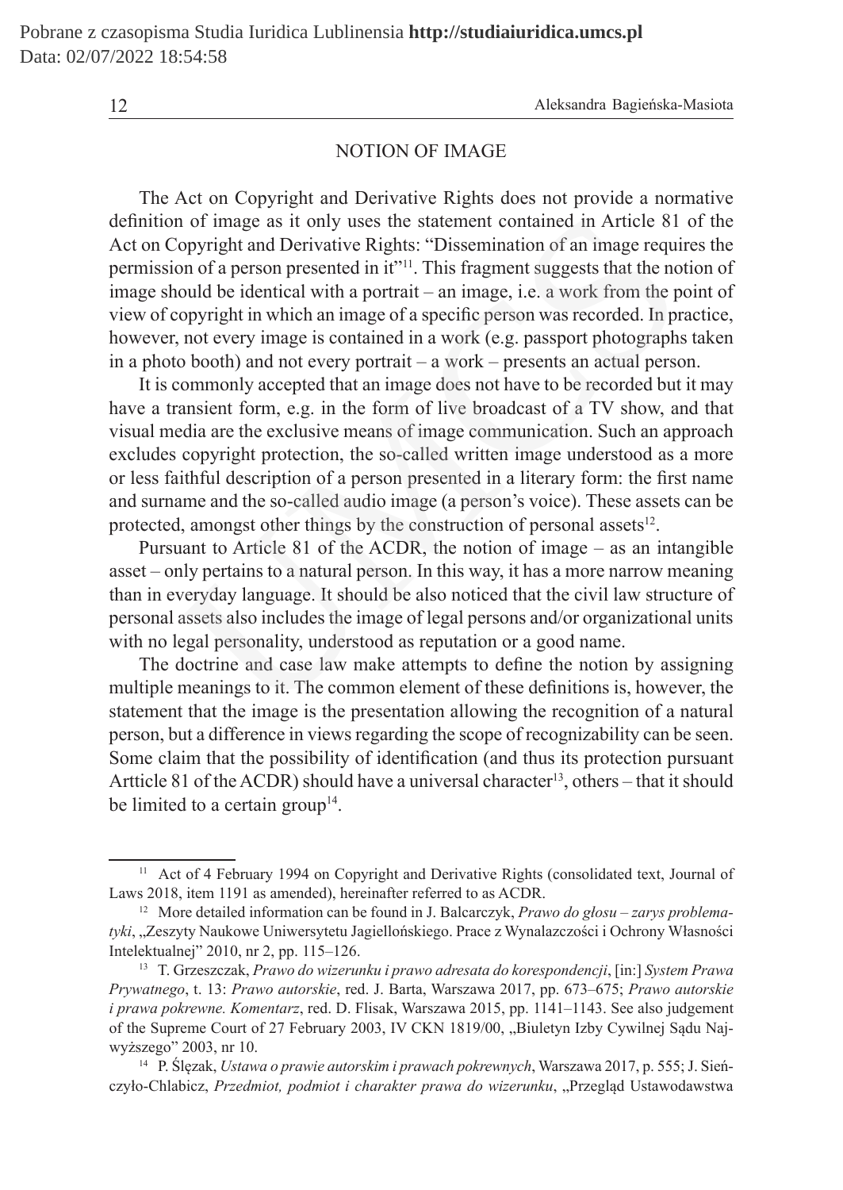## NOTION OF IMAGE

The Act on Copyright and Derivative Rights does not provide a normative definition of image as it only uses the statement contained in Article 81 of the Act on Copyright and Derivative Rights: "Dissemination of an image requires the permission of a person presented in it"[11]. This fragment suggests that the notion of image should be identical with a portrait – an image, i.e. a work from the point of view of copyright in which an image of a specific person was recorded. In practice, however, not every image is contained in a work (e.g. passport photographs taken in a photo booth) and not every portrait – a work – presents an actual person.

It is commonly accepted that an image does not have to be recorded but it may have a transient form, e.g. in the form of live broadcast of a TV show, and that visual media are the exclusive means of image communication. Such an approach excludes copyright protection, the so-called written image understood as a more or less faithful description of a person presented in a literary form: the first name and surname and the so-called audio image (a person's voice). These assets can be protected, amongst other things by the construction of personal assets[12].

Pursuant to Article 81 of the ACDR, the notion of image – as an intangible asset – only pertains to a natural person. In this way, it has a more narrow meaning than in everyday language. It should be also noticed that the civil law structure of personal assets also includes the image of legal persons and/or organizational units with no legal personality, understood as reputation or a good name.

The doctrine and case law make attempts to define the notion by assigning multiple meanings to it. The common element of these definitions is, however, the statement that the image is the presentation allowing the recognition of a natural person, but a difference in views regarding the scope of recognizability can be seen. Some claim that the possibility of identification (and thus its protection pursuant Artticle 81 of the ACDR) should have a universal character[13], others – that it should be limited to a certain group[14].

---

[11] Act of 4 February 1994 on Copyright and Derivative Rights (consolidated text, Journal of Laws 2018, item 1191 as amended), hereinafter referred to as ACDR.

[12] More detailed information can be found in J. Balcarczyk, *Prawo do głosu – zarys problematyki*, „Zeszyty Naukowe Uniwersytetu Jagiellońskiego. Prace z Wynalazczości i Ochrony Własności Intelektualnej" 2010, nr 2, pp. 115–126.

[13] T. Grzeszczak, *Prawo do wizerunku i prawo adresata do korespondencji*, [in:] *System Prawa Prywatnego*, t. 13: *Prawo autorskie*, red. J. Barta, Warszawa 2017, pp. 673–675; *Prawo autorskie i prawa pokrewne. Komentarz*, red. D. Flisak, Warszawa 2015, pp. 1141–1143. See also judgement of the Supreme Court of 27 February 2003, IV CKN 1819/00, „Biuletyn Izby Cywilnej Sądu Najwyższego" 2003, nr 10.

[14] P. Ślęzak, *Ustawa o prawie autorskim i prawach pokrewnych*, Warszawa 2017, p. 555; J. Sieńczyło-Chlabicz, *Przedmiot, podmiot i charakter prawa do wizerunku*, „Przegląd Ustawodawstwa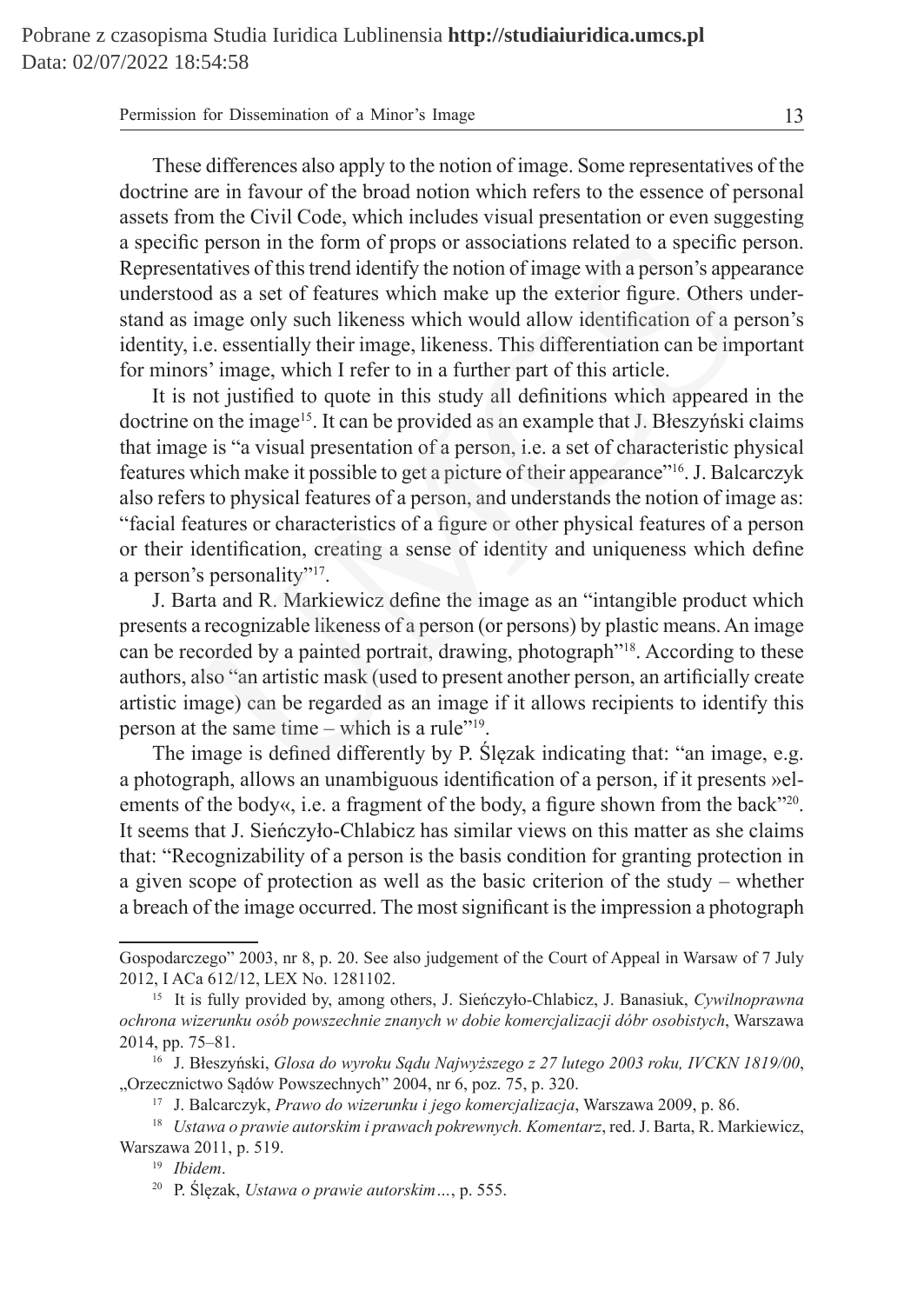These differences also apply to the notion of image. Some representatives of the doctrine are in favour of the broad notion which refers to the essence of personal assets from the Civil Code, which includes visual presentation or even suggesting a specific person in the form of props or associations related to a specific person. Representatives of this trend identify the notion of image with a person's appearance understood as a set of features which make up the exterior figure. Others understand as image only such likeness which would allow identification of a person's identity, i.e. essentially their image, likeness. This differentiation can be important for minors' image, which I refer to in a further part of this article.

It is not justified to quote in this study all definitions which appeared in the doctrine on the image[15]. It can be provided as an example that J. Błeszyński claims that image is "a visual presentation of a person, i.e. a set of characteristic physical features which make it possible to get a picture of their appearance"[16]. J. Balcarczyk also refers to physical features of a person, and understands the notion of image as: "facial features or characteristics of a figure or other physical features of a person or their identification, creating a sense of identity and uniqueness which define a person's personality"[17].

J. Barta and R. Markiewicz define the image as an "intangible product which presents a recognizable likeness of a person (or persons) by plastic means. An image can be recorded by a painted portrait, drawing, photograph"[18]. According to these authors, also "an artistic mask (used to present another person, an artificially create artistic image) can be regarded as an image if it allows recipients to identify this person at the same time – which is a rule"[19].

The image is defined differently by P. Ślęzak indicating that: "an image, e.g. a photograph, allows an unambiguous identification of a person, if it presents »elements of the body«, i.e. a fragment of the body, a figure shown from the back"[20]. It seems that J. Sieńczyło-Chlabicz has similar views on this matter as she claims that: "Recognizability of a person is the basis condition for granting protection in a given scope of protection as well as the basic criterion of the study – whether a breach of the image occurred. The most significant is the impression a photograph

---

Gospodarczego" 2003, nr 8, p. 20. See also judgement of the Court of Appeal in Warsaw of 7 July 2012, I ACa 612/12, LEX No. 1281102.

[15] It is fully provided by, among others, J. Sieńczyło-Chlabicz, J. Banasiuk, *Cywilnoprawna ochrona wizerunku osób powszechnie znanych w dobie komercjalizacji dóbr osobistych*, Warszawa 2014, pp. 75–81.

[16] J. Błeszyński, *Glosa do wyroku Sądu Najwyższego z 27 lutego 2003 roku, IVCKN 1819/00*, „Orzecznictwo Sądów Powszechnych" 2004, nr 6, poz. 75, p. 320.

[17] J. Balcarczyk, *Prawo do wizerunku i jego komercjalizacja*, Warszawa 2009, p. 86.

[18] *Ustawa o prawie autorskim i prawach pokrewnych. Komentarz*, red. J. Barta, R. Markiewicz, Warszawa 2011, p. 519.

[19] *Ibidem*.

[20] P. Ślęzak, *Ustawa o prawie autorskim…*, p. 555.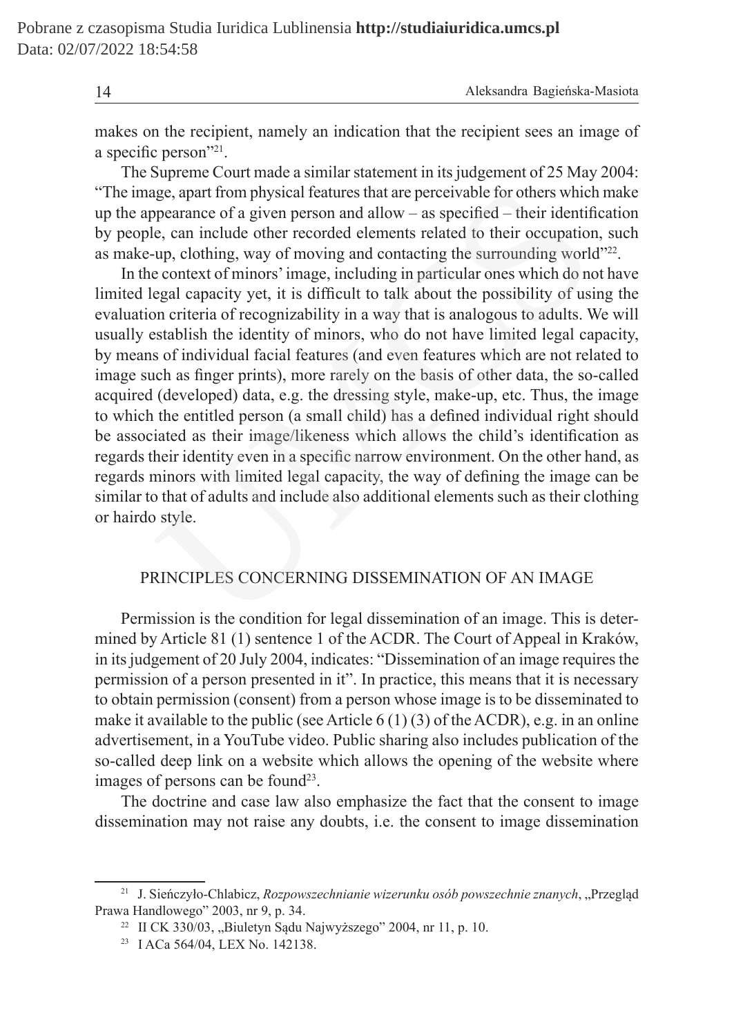makes on the recipient, namely an indication that the recipient sees an image of a specific person"[21].

The Supreme Court made a similar statement in its judgement of 25 May 2004: "The image, apart from physical features that are perceivable for others which make up the appearance of a given person and allow – as specified – their identification by people, can include other recorded elements related to their occupation, such as make-up, clothing, way of moving and contacting the surrounding world"[22].

In the context of minors' image, including in particular ones which do not have limited legal capacity yet, it is difficult to talk about the possibility of using the evaluation criteria of recognizability in a way that is analogous to adults. We will usually establish the identity of minors, who do not have limited legal capacity, by means of individual facial features (and even features which are not related to image such as finger prints), more rarely on the basis of other data, the so-called acquired (developed) data, e.g. the dressing style, make-up, etc. Thus, the image to which the entitled person (a small child) has a defined individual right should be associated as their image/likeness which allows the child's identification as regards their identity even in a specific narrow environment. On the other hand, as regards minors with limited legal capacity, the way of defining the image can be similar to that of adults and include also additional elements such as their clothing or hairdo style.

## PRINCIPLES CONCERNING DISSEMINATION OF AN IMAGE

Permission is the condition for legal dissemination of an image. This is determined by Article 81 (1) sentence 1 of the ACDR. The Court of Appeal in Kraków, in its judgement of 20 July 2004, indicates: "Dissemination of an image requires the permission of a person presented in it". In practice, this means that it is necessary to obtain permission (consent) from a person whose image is to be disseminated to make it available to the public (see Article 6 (1) (3) of the ACDR), e.g. in an online advertisement, in a YouTube video. Public sharing also includes publication of the so-called deep link on a website which allows the opening of the website where images of persons can be found[23].

The doctrine and case law also emphasize the fact that the consent to image dissemination may not raise any doubts, i.e. the consent to image dissemination

---

[21] J. Sieńczyło-Chlabicz, *Rozpowszechnianie wizerunku osób powszechnie znanych*, „Przegląd Prawa Handlowego" 2003, nr 9, p. 34.

[22] II CK 330/03, „Biuletyn Sądu Najwyższego" 2004, nr 11, p. 10.

[23] I ACa 564/04, LEX No. 142138.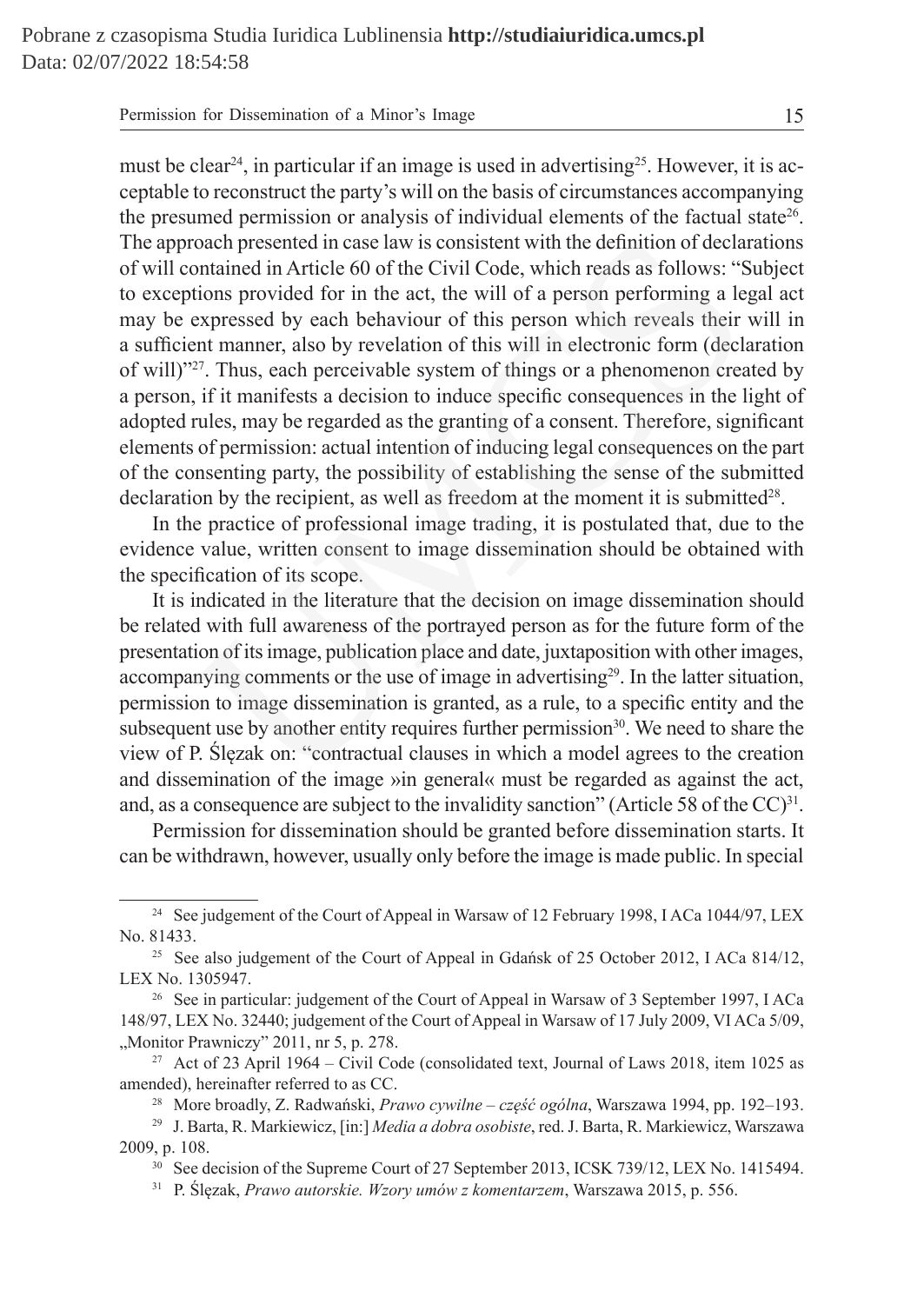must be clear[24], in particular if an image is used in advertising[25]. However, it is acceptable to reconstruct the party's will on the basis of circumstances accompanying the presumed permission or analysis of individual elements of the factual state[26]. The approach presented in case law is consistent with the definition of declarations of will contained in Article 60 of the Civil Code, which reads as follows: "Subject to exceptions provided for in the act, the will of a person performing a legal act may be expressed by each behaviour of this person which reveals their will in a sufficient manner, also by revelation of this will in electronic form (declaration of will)"[27]. Thus, each perceivable system of things or a phenomenon created by a person, if it manifests a decision to induce specific consequences in the light of adopted rules, may be regarded as the granting of a consent. Therefore, significant elements of permission: actual intention of inducing legal consequences on the part of the consenting party, the possibility of establishing the sense of the submitted declaration by the recipient, as well as freedom at the moment it is submitted[28].

In the practice of professional image trading, it is postulated that, due to the evidence value, written consent to image dissemination should be obtained with the specification of its scope.

It is indicated in the literature that the decision on image dissemination should be related with full awareness of the portrayed person as for the future form of the presentation of its image, publication place and date, juxtaposition with other images, accompanying comments or the use of image in advertising[29]. In the latter situation, permission to image dissemination is granted, as a rule, to a specific entity and the subsequent use by another entity requires further permission[30]. We need to share the view of P. Ślęzak on: "contractual clauses in which a model agrees to the creation and dissemination of the image »in general« must be regarded as against the act, and, as a consequence are subject to the invalidity sanction" (Article 58 of the CC)[31].

Permission for dissemination should be granted before dissemination starts. It can be withdrawn, however, usually only before the image is made public. In special

---

[24] See judgement of the Court of Appeal in Warsaw of 12 February 1998, I ACa 1044/97, LEX No. 81433.

[25] See also judgement of the Court of Appeal in Gdańsk of 25 October 2012, I ACa 814/12, LEX No. 1305947.

[26] See in particular: judgement of the Court of Appeal in Warsaw of 3 September 1997, I ACa 148/97, LEX No. 32440; judgement of the Court of Appeal in Warsaw of 17 July 2009, VI ACa 5/09, „Monitor Prawniczy" 2011, nr 5, p. 278.

[27] Act of 23 April 1964 – Civil Code (consolidated text, Journal of Laws 2018, item 1025 as amended), hereinafter referred to as CC.

[28] More broadly, Z. Radwański, *Prawo cywilne – część ogólna*, Warszawa 1994, pp. 192–193.

[29] J. Barta, R. Markiewicz, [in:] *Media a dobra osobiste*, red. J. Barta, R. Markiewicz, Warszawa 2009, p. 108.

[30] See decision of the Supreme Court of 27 September 2013, ICSK 739/12, LEX No. 1415494.

[31] P. Ślęzak, *Prawo autorskie. Wzory umów z komentarzem*, Warszawa 2015, p. 556.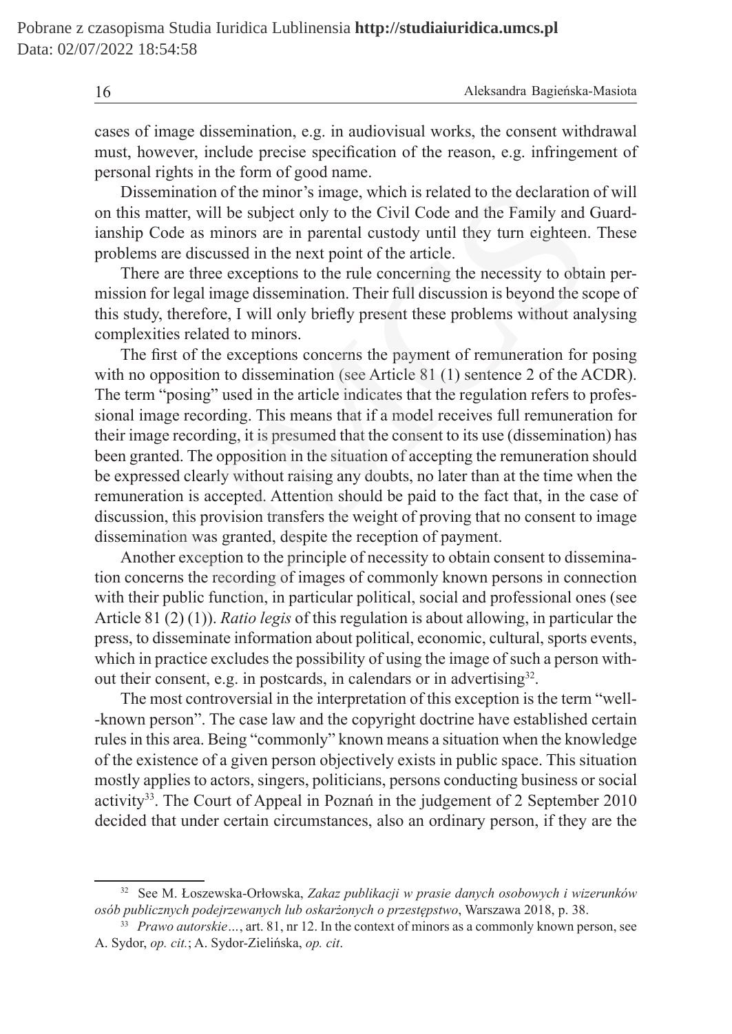cases of image dissemination, e.g. in audiovisual works, the consent withdrawal must, however, include precise specification of the reason, e.g. infringement of personal rights in the form of good name.

Dissemination of the minor's image, which is related to the declaration of will on this matter, will be subject only to the Civil Code and the Family and Guardianship Code as minors are in parental custody until they turn eighteen. These problems are discussed in the next point of the article.

There are three exceptions to the rule concerning the necessity to obtain permission for legal image dissemination. Their full discussion is beyond the scope of this study, therefore, I will only briefly present these problems without analysing complexities related to minors.

The first of the exceptions concerns the payment of remuneration for posing with no opposition to dissemination (see Article 81 (1) sentence 2 of the ACDR). The term "posing" used in the article indicates that the regulation refers to professional image recording. This means that if a model receives full remuneration for their image recording, it is presumed that the consent to its use (dissemination) has been granted. The opposition in the situation of accepting the remuneration should be expressed clearly without raising any doubts, no later than at the time when the remuneration is accepted. Attention should be paid to the fact that, in the case of discussion, this provision transfers the weight of proving that no consent to image dissemination was granted, despite the reception of payment.

Another exception to the principle of necessity to obtain consent to dissemination concerns the recording of images of commonly known persons in connection with their public function, in particular political, social and professional ones (see Article 81 (2) (1)). *Ratio legis* of this regulation is about allowing, in particular the press, to disseminate information about political, economic, cultural, sports events, which in practice excludes the possibility of using the image of such a person without their consent, e.g. in postcards, in calendars or in advertising[32].

The most controversial in the interpretation of this exception is the term "well-known person". The case law and the copyright doctrine have established certain rules in this area. Being "commonly" known means a situation when the knowledge of the existence of a given person objectively exists in public space. This situation mostly applies to actors, singers, politicians, persons conducting business or social activity[33]. The Court of Appeal in Poznań in the judgement of 2 September 2010 decided that under certain circumstances, also an ordinary person, if they are the

---

[32] See M. Łoszewska-Orłowska, *Zakaz publikacji w prasie danych osobowych i wizerunków osób publicznych podejrzewanych lub oskarżonych o przestępstwo*, Warszawa 2018, p. 38.

[33] *Prawo autorskie…*, art. 81, nr 12. In the context of minors as a commonly known person, see A. Sydor, *op. cit.*; A. Sydor-Zielińska, *op. cit*.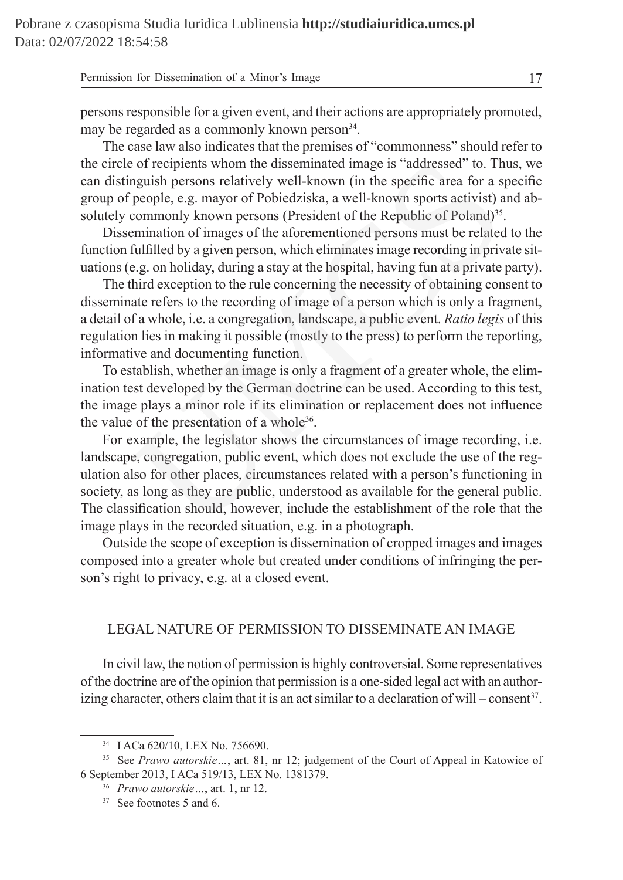persons responsible for a given event, and their actions are appropriately promoted, may be regarded as a commonly known person[34].

The case law also indicates that the premises of "commonness" should refer to the circle of recipients whom the disseminated image is "addressed" to. Thus, we can distinguish persons relatively well-known (in the specific area for a specific group of people, e.g. mayor of Pobiedziska, a well-known sports activist) and absolutely commonly known persons (President of the Republic of Poland)[35].

Dissemination of images of the aforementioned persons must be related to the function fulfilled by a given person, which eliminates image recording in private situations (e.g. on holiday, during a stay at the hospital, having fun at a private party).

The third exception to the rule concerning the necessity of obtaining consent to disseminate refers to the recording of image of a person which is only a fragment, a detail of a whole, i.e. a congregation, landscape, a public event. *Ratio legis* of this regulation lies in making it possible (mostly to the press) to perform the reporting, informative and documenting function.

To establish, whether an image is only a fragment of a greater whole, the elimination test developed by the German doctrine can be used. According to this test, the image plays a minor role if its elimination or replacement does not influence the value of the presentation of a whole[36].

For example, the legislator shows the circumstances of image recording, i.e. landscape, congregation, public event, which does not exclude the use of the regulation also for other places, circumstances related with a person's functioning in society, as long as they are public, understood as available for the general public. The classification should, however, include the establishment of the role that the image plays in the recorded situation, e.g. in a photograph.

Outside the scope of exception is dissemination of cropped images and images composed into a greater whole but created under conditions of infringing the person's right to privacy, e.g. at a closed event.

## LEGAL NATURE OF PERMISSION TO DISSEMINATE AN IMAGE

In civil law, the notion of permission is highly controversial. Some representatives of the doctrine are of the opinion that permission is a one-sided legal act with an authorizing character, others claim that it is an act similar to a declaration of will – consent[37].

---

[34] I ACa 620/10, LEX No. 756690.

[35] See *Prawo autorskie…*, art. 81, nr 12; judgement of the Court of Appeal in Katowice of 6 September 2013, I ACa 519/13, LEX No. 1381379.

[36] *Prawo autorskie…*, art. 1, nr 12.

[37] See footnotes 5 and 6.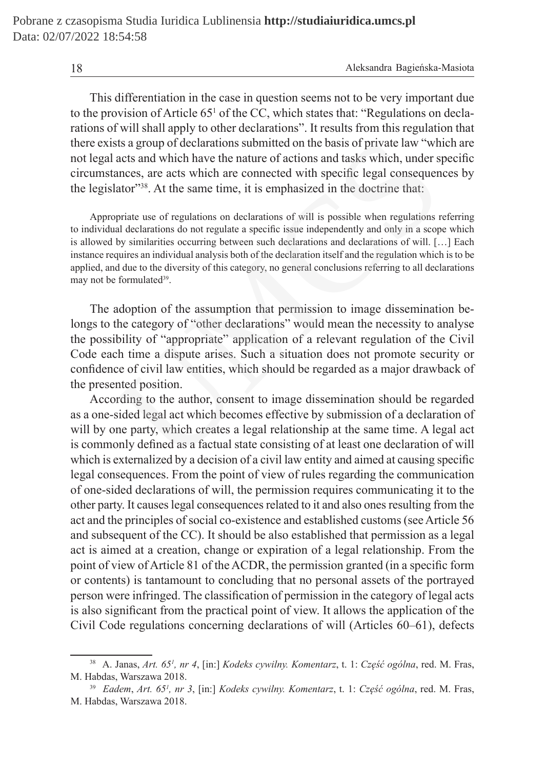This differentiation in the case in question seems not to be very important due to the provision of Article 65[1] of the CC, which states that: "Regulations on declarations of will shall apply to other declarations". It results from this regulation that there exists a group of declarations submitted on the basis of private law "which are not legal acts and which have the nature of actions and tasks which, under specific circumstances, are acts which are connected with specific legal consequences by the legislator"[38]. At the same time, it is emphasized in the doctrine that:

> Appropriate use of regulations on declarations of will is possible when regulations referring to individual declarations do not regulate a specific issue independently and only in a scope which is allowed by similarities occurring between such declarations and declarations of will. […] Each instance requires an individual analysis both of the declaration itself and the regulation which is to be applied, and due to the diversity of this category, no general conclusions referring to all declarations may not be formulated[39].

The adoption of the assumption that permission to image dissemination belongs to the category of "other declarations" would mean the necessity to analyse the possibility of "appropriate" application of a relevant regulation of the Civil Code each time a dispute arises. Such a situation does not promote security or confidence of civil law entities, which should be regarded as a major drawback of the presented position.

According to the author, consent to image dissemination should be regarded as a one-sided legal act which becomes effective by submission of a declaration of will by one party, which creates a legal relationship at the same time. A legal act is commonly defined as a factual state consisting of at least one declaration of will which is externalized by a decision of a civil law entity and aimed at causing specific legal consequences. From the point of view of rules regarding the communication of one-sided declarations of will, the permission requires communicating it to the other party. It causes legal consequences related to it and also ones resulting from the act and the principles of social co-existence and established customs (see Article 56 and subsequent of the CC). It should be also established that permission as a legal act is aimed at a creation, change or expiration of a legal relationship. From the point of view of Article 81 of the ACDR, the permission granted (in a specific form or contents) is tantamount to concluding that no personal assets of the portrayed person were infringed. The classification of permission in the category of legal acts is also significant from the practical point of view. It allows the application of the Civil Code regulations concerning declarations of will (Articles 60–61), defects

---

[38] A. Janas, *Art. 65[1], nr 4*, [in:] *Kodeks cywilny. Komentarz*, t. 1: *Część ogólna*, red. M. Fras, M. Habdas, Warszawa 2018.

[39] *Eadem*, *Art. 65[1], nr 3*, [in:] *Kodeks cywilny. Komentarz*, t. 1: *Część ogólna*, red. M. Fras, M. Habdas, Warszawa 2018.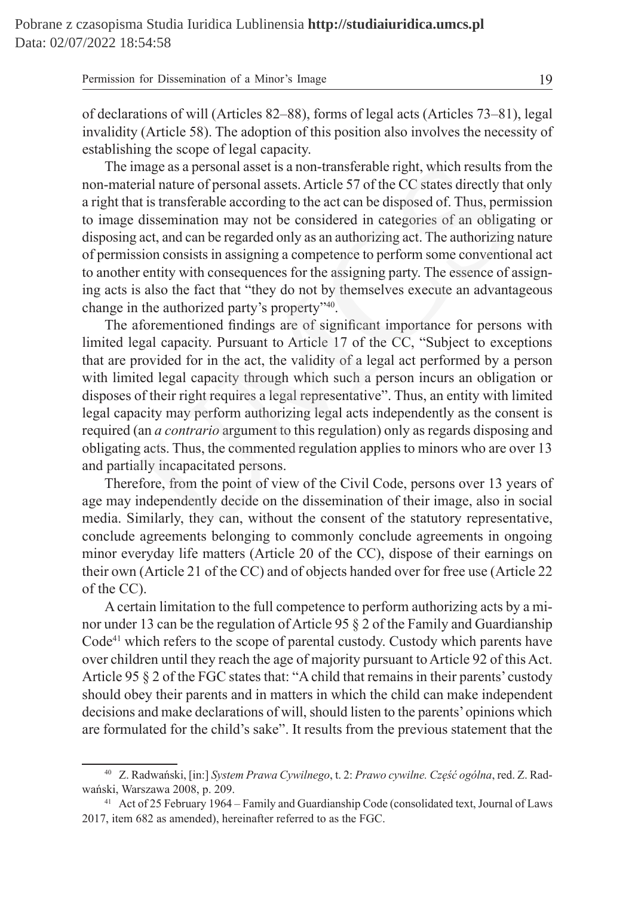of declarations of will (Articles 82–88), forms of legal acts (Articles 73–81), legal invalidity (Article 58). The adoption of this position also involves the necessity of establishing the scope of legal capacity.

The image as a personal asset is a non-transferable right, which results from the non-material nature of personal assets. Article 57 of the CC states directly that only a right that is transferable according to the act can be disposed of. Thus, permission to image dissemination may not be considered in categories of an obligating or disposing act, and can be regarded only as an authorizing act. The authorizing nature of permission consists in assigning a competence to perform some conventional act to another entity with consequences for the assigning party. The essence of assigning acts is also the fact that "they do not by themselves execute an advantageous change in the authorized party's property"[40].

The aforementioned findings are of significant importance for persons with limited legal capacity. Pursuant to Article 17 of the CC, "Subject to exceptions that are provided for in the act, the validity of a legal act performed by a person with limited legal capacity through which such a person incurs an obligation or disposes of their right requires a legal representative". Thus, an entity with limited legal capacity may perform authorizing legal acts independently as the consent is required (an *a contrario* argument to this regulation) only as regards disposing and obligating acts. Thus, the commented regulation applies to minors who are over 13 and partially incapacitated persons.

Therefore, from the point of view of the Civil Code, persons over 13 years of age may independently decide on the dissemination of their image, also in social media. Similarly, they can, without the consent of the statutory representative, conclude agreements belonging to commonly conclude agreements in ongoing minor everyday life matters (Article 20 of the CC), dispose of their earnings on their own (Article 21 of the CC) and of objects handed over for free use (Article 22 of the CC).

A certain limitation to the full competence to perform authorizing acts by a minor under 13 can be the regulation of Article 95 § 2 of the Family and Guardianship Code[41] which refers to the scope of parental custody. Custody which parents have over children until they reach the age of majority pursuant to Article 92 of this Act. Article 95 § 2 of the FGC states that: "A child that remains in their parents' custody should obey their parents and in matters in which the child can make independent decisions and make declarations of will, should listen to the parents' opinions which are formulated for the child's sake". It results from the previous statement that the

---

[40] Z. Radwański, [in:] *System Prawa Cywilnego*, t. 2: *Prawo cywilne. Część ogólna*, red. Z. Radwański, Warszawa 2008, p. 209.

[41] Act of 25 February 1964 – Family and Guardianship Code (consolidated text, Journal of Laws 2017, item 682 as amended), hereinafter referred to as the FGC.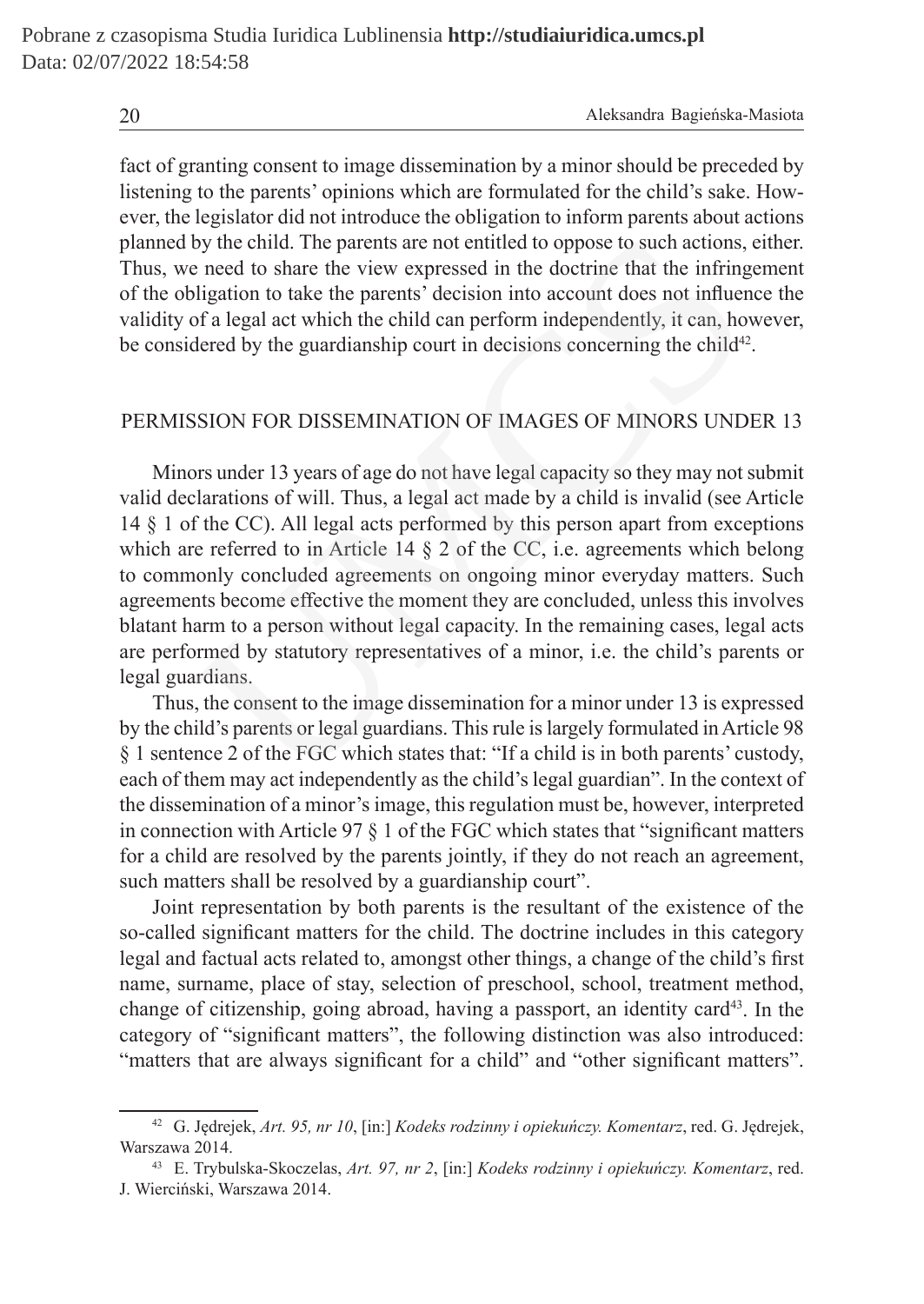fact of granting consent to image dissemination by a minor should be preceded by listening to the parents' opinions which are formulated for the child's sake. However, the legislator did not introduce the obligation to inform parents about actions planned by the child. The parents are not entitled to oppose to such actions, either. Thus, we need to share the view expressed in the doctrine that the infringement of the obligation to take the parents' decision into account does not influence the validity of a legal act which the child can perform independently, it can, however, be considered by the guardianship court in decisions concerning the child[42].

## PERMISSION FOR DISSEMINATION OF IMAGES OF MINORS UNDER 13

Minors under 13 years of age do not have legal capacity so they may not submit valid declarations of will. Thus, a legal act made by a child is invalid (see Article 14 § 1 of the CC). All legal acts performed by this person apart from exceptions which are referred to in Article 14 § 2 of the CC, i.e. agreements which belong to commonly concluded agreements on ongoing minor everyday matters. Such agreements become effective the moment they are concluded, unless this involves blatant harm to a person without legal capacity. In the remaining cases, legal acts are performed by statutory representatives of a minor, i.e. the child's parents or legal guardians.

Thus, the consent to the image dissemination for a minor under 13 is expressed by the child's parents or legal guardians. This rule is largely formulated in Article 98 § 1 sentence 2 of the FGC which states that: "If a child is in both parents' custody, each of them may act independently as the child's legal guardian". In the context of the dissemination of a minor's image, this regulation must be, however, interpreted in connection with Article 97 § 1 of the FGC which states that "significant matters for a child are resolved by the parents jointly, if they do not reach an agreement, such matters shall be resolved by a guardianship court".

Joint representation by both parents is the resultant of the existence of the so-called significant matters for the child. The doctrine includes in this category legal and factual acts related to, amongst other things, a change of the child's first name, surname, place of stay, selection of preschool, school, treatment method, change of citizenship, going abroad, having a passport, an identity card[43]. In the category of "significant matters", the following distinction was also introduced: "matters that are always significant for a child" and "other significant matters".

---

[42] G. Jędrejek, *Art. 95, nr 10*, [in:] *Kodeks rodzinny i opiekuńczy. Komentarz*, red. G. Jędrejek, Warszawa 2014.

[43] E. Trybulska-Skoczelas, *Art. 97, nr 2*, [in:] *Kodeks rodzinny i opiekuńczy. Komentarz*, red. J. Wierciński, Warszawa 2014.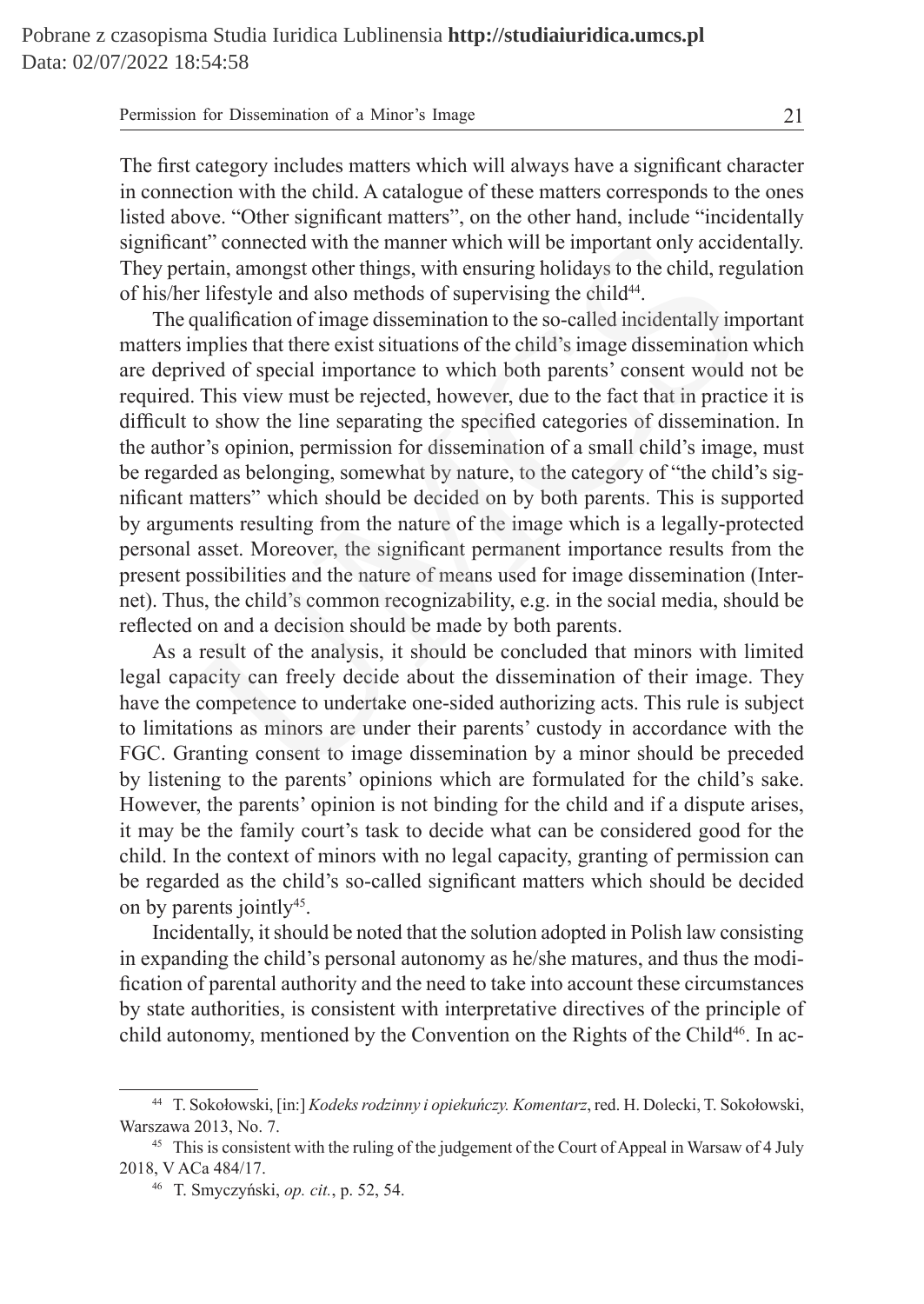The first category includes matters which will always have a significant character in connection with the child. A catalogue of these matters corresponds to the ones listed above. "Other significant matters", on the other hand, include "incidentally significant" connected with the manner which will be important only accidentally. They pertain, amongst other things, with ensuring holidays to the child, regulation of his/her lifestyle and also methods of supervising the child[44].

The qualification of image dissemination to the so-called incidentally important matters implies that there exist situations of the child's image dissemination which are deprived of special importance to which both parents' consent would not be required. This view must be rejected, however, due to the fact that in practice it is difficult to show the line separating the specified categories of dissemination. In the author's opinion, permission for dissemination of a small child's image, must be regarded as belonging, somewhat by nature, to the category of "the child's significant matters" which should be decided on by both parents. This is supported by arguments resulting from the nature of the image which is a legally-protected personal asset. Moreover, the significant permanent importance results from the present possibilities and the nature of means used for image dissemination (Internet). Thus, the child's common recognizability, e.g. in the social media, should be reflected on and a decision should be made by both parents.

As a result of the analysis, it should be concluded that minors with limited legal capacity can freely decide about the dissemination of their image. They have the competence to undertake one-sided authorizing acts. This rule is subject to limitations as minors are under their parents' custody in accordance with the FGC. Granting consent to image dissemination by a minor should be preceded by listening to the parents' opinions which are formulated for the child's sake. However, the parents' opinion is not binding for the child and if a dispute arises, it may be the family court's task to decide what can be considered good for the child. In the context of minors with no legal capacity, granting of permission can be regarded as the child's so-called significant matters which should be decided on by parents jointly[45].

Incidentally, it should be noted that the solution adopted in Polish law consisting in expanding the child's personal autonomy as he/she matures, and thus the modification of parental authority and the need to take into account these circumstances by state authorities, is consistent with interpretative directives of the principle of child autonomy, mentioned by the Convention on the Rights of the Child[46]. In ac-

---

[44] T. Sokołowski, [in:] *Kodeks rodzinny i opiekuńczy. Komentarz*, red. H. Dolecki, T. Sokołowski, Warszawa 2013, No. 7.

[45] This is consistent with the ruling of the judgement of the Court of Appeal in Warsaw of 4 July 2018, V ACa 484/17.

[46] T. Smyczyński, *op. cit.*, p. 52, 54.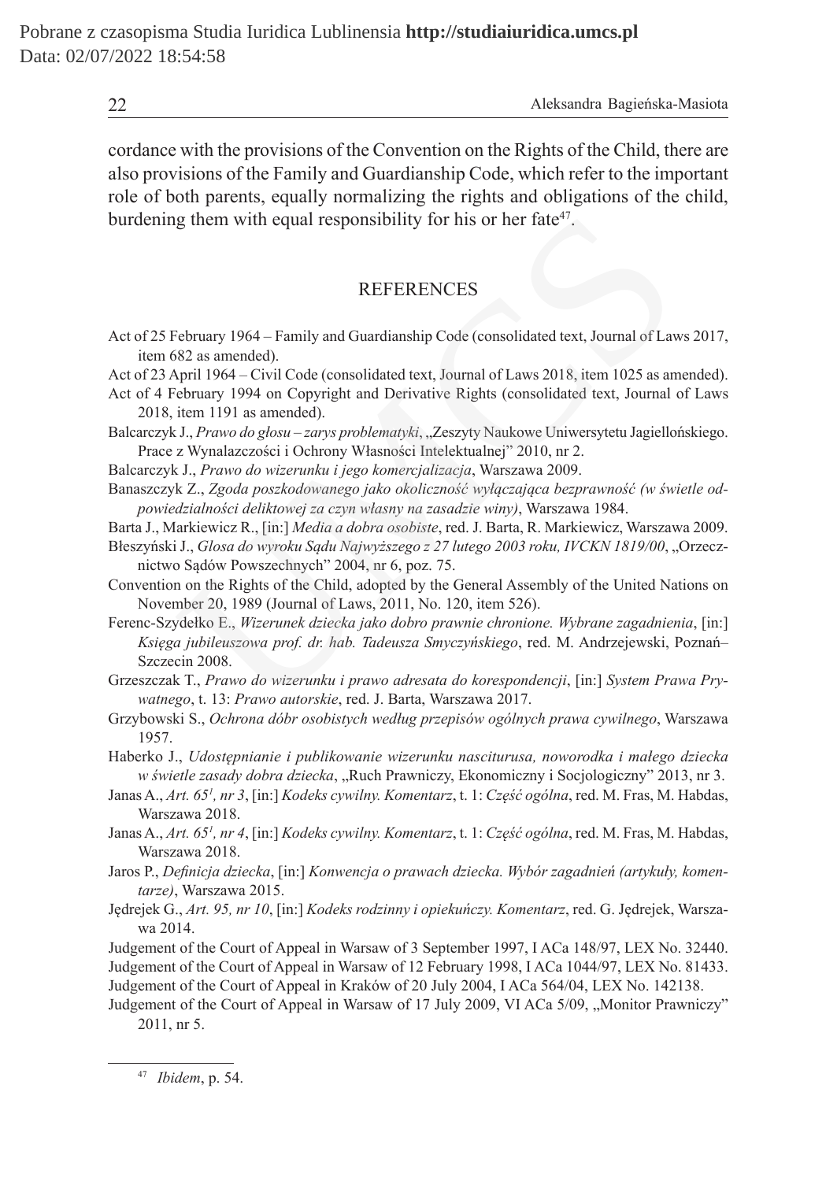cordance with the provisions of the Convention on the Rights of the Child, there are also provisions of the Family and Guardianship Code, which refer to the important role of both parents, equally normalizing the rights and obligations of the child, burdening them with equal responsibility for his or her fate[47].

## REFERENCES

Act of 25 February 1964 – Family and Guardianship Code (consolidated text, Journal of Laws 2017, item 682 as amended).

Act of 23 April 1964 – Civil Code (consolidated text, Journal of Laws 2018, item 1025 as amended).

Act of 4 February 1994 on Copyright and Derivative Rights (consolidated text, Journal of Laws 2018, item 1191 as amended).

Balcarczyk J., *Prawo do głosu – zarys problematyki*, „Zeszyty Naukowe Uniwersytetu Jagiellońskiego. Prace z Wynalazczości i Ochrony Własności Intelektualnej" 2010, nr 2.

Balcarczyk J., *Prawo do wizerunku i jego komercjalizacja*, Warszawa 2009.

Banaszczyk Z., *Zgoda poszkodowanego jako okoliczność wyłączająca bezprawność (w świetle odpowiedzialności deliktowej za czyn własny na zasadzie winy)*, Warszawa 1984.

Barta J., Markiewicz R., [in:] *Media a dobra osobiste*, red. J. Barta, R. Markiewicz, Warszawa 2009.

Błeszyński J., *Glosa do wyroku Sądu Najwyższego z 27 lutego 2003 roku, IVCKN 1819/00*, „Orzecznictwo Sądów Powszechnych" 2004, nr 6, poz. 75.

Convention on the Rights of the Child, adopted by the General Assembly of the United Nations on November 20, 1989 (Journal of Laws, 2011, No. 120, item 526).

Ferenc-Szydełko E., *Wizerunek dziecka jako dobro prawnie chronione. Wybrane zagadnienia*, [in:] *Księga jubileuszowa prof. dr. hab. Tadeusza Smyczyńskiego*, red. M. Andrzejewski, Poznań–Szczecin 2008.

Grzeszczak T., *Prawo do wizerunku i prawo adresata do korespondencji*, [in:] *System Prawa Prywatnego*, t. 13: *Prawo autorskie*, red. J. Barta, Warszawa 2017.

Grzybowski S., *Ochrona dóbr osobistych według przepisów ogólnych prawa cywilnego*, Warszawa 1957.

Haberko J., *Udostępnianie i publikowanie wizerunku nasciturusa, noworodka i małego dziecka w świetle zasady dobra dziecka*, „Ruch Prawniczy, Ekonomiczny i Socjologiczny" 2013, nr 3.

Janas A., *Art. 65¹, nr 3*, [in:] *Kodeks cywilny. Komentarz*, t. 1: *Część ogólna*, red. M. Fras, M. Habdas, Warszawa 2018.

Janas A., *Art. 65¹, nr 4*, [in:] *Kodeks cywilny. Komentarz*, t. 1: *Część ogólna*, red. M. Fras, M. Habdas, Warszawa 2018.

Jaros P., *Definicja dziecka*, [in:] *Konwencja o prawach dziecka. Wybór zagadnień (artykuły, komentarze)*, Warszawa 2015.

Jędrejek G., *Art. 95, nr 10*, [in:] *Kodeks rodzinny i opiekuńczy. Komentarz*, red. G. Jędrejek, Warszawa 2014.

Judgement of the Court of Appeal in Warsaw of 3 September 1997, I ACa 148/97, LEX No. 32440.

Judgement of the Court of Appeal in Warsaw of 12 February 1998, I ACa 1044/97, LEX No. 81433.

Judgement of the Court of Appeal in Kraków of 20 July 2004, I ACa 564/04, LEX No. 142138.

Judgement of the Court of Appeal in Warsaw of 17 July 2009, VI ACa 5/09, „Monitor Prawniczy" 2011, nr 5.

---

[47] *Ibidem*, p. 54.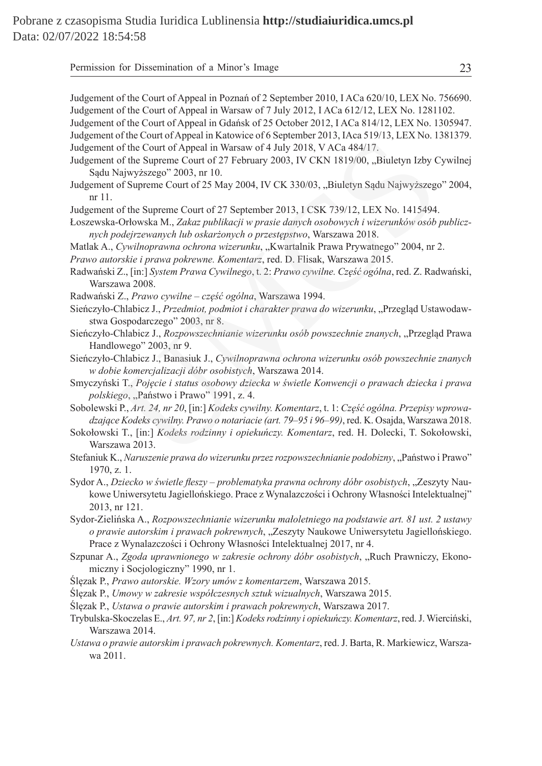Judgement of the Court of Appeal in Poznań of 2 September 2010, I ACa 620/10, LEX No. 756690.

Judgement of the Court of Appeal in Warsaw of 7 July 2012, I ACa 612/12, LEX No. 1281102.

Judgement of the Court of Appeal in Gdańsk of 25 October 2012, I ACa 814/12, LEX No. 1305947.

Judgement of the Court of Appeal in Katowice of 6 September 2013, IAca 519/13, LEX No. 1381379.

Judgement of the Court of Appeal in Warsaw of 4 July 2018, V ACa 484/17.

Judgement of the Supreme Court of 27 February 2003, IV CKN 1819/00, „Biuletyn Izby Cywilnej Sądu Najwyższego" 2003, nr 10.

Judgement of Supreme Court of 25 May 2004, IV CK 330/03, „Biuletyn Sądu Najwyższego" 2004, nr 11.

Judgement of the Supreme Court of 27 September 2013, I CSK 739/12, LEX No. 1415494.

Łoszewska-Orłowska M., *Zakaz publikacji w prasie danych osobowych i wizerunków osób publicznych podejrzewanych lub oskarżonych o przestępstwo*, Warszawa 2018.

Matlak A., *Cywilnoprawna ochrona wizerunku*, „Kwartalnik Prawa Prywatnego" 2004, nr 2.

*Prawo autorskie i prawa pokrewne. Komentarz*, red. D. Flisak, Warszawa 2015.

Radwański Z., [in:] *System Prawa Cywilnego*, t. 2: *Prawo cywilne. Część ogólna*, red. Z. Radwański, Warszawa 2008.

Radwański Z., *Prawo cywilne – część ogólna*, Warszawa 1994.

Sieńczyło-Chlabicz J., *Przedmiot, podmiot i charakter prawa do wizerunku*, „Przegląd Ustawodawstwa Gospodarczego" 2003, nr 8.

Sieńczyło-Chlabicz J., *Rozpowszechnianie wizerunku osób powszechnie znanych*, „Przegląd Prawa Handlowego" 2003, nr 9.

Sieńczyło-Chlabicz J., Banasiuk J., *Cywilnoprawna ochrona wizerunku osób powszechnie znanych w dobie komercjalizacji dóbr osobistych*, Warszawa 2014.

Smyczyński T., *Pojęcie i status osobowy dziecka w świetle Konwencji o prawach dziecka i prawa polskiego*, „Państwo i Prawo" 1991, z. 4.

Sobolewski P., *Art. 24, nr 20*, [in:] *Kodeks cywilny. Komentarz*, t. 1: *Część ogólna. Przepisy wprowadzające Kodeks cywilny. Prawo o notariacie (art. 79–95 i 96–99)*, red. K. Osajda, Warszawa 2018.

Sokołowski T., [in:] *Kodeks rodzinny i opiekuńczy. Komentarz*, red. H. Dolecki, T. Sokołowski, Warszawa 2013.

Stefaniuk K., *Naruszenie prawa do wizerunku przez rozpowszechnianie podobizny*, „Państwo i Prawo" 1970, z. 1.

Sydor A., *Dziecko w świetle fleszy – problematyka prawna ochrony dóbr osobistych*, „Zeszyty Naukowe Uniwersytetu Jagiellońskiego. Prace z Wynalazczości i Ochrony Własności Intelektualnej" 2013, nr 121.

Sydor-Zielińska A., *Rozpowszechnianie wizerunku małoletniego na podstawie art. 81 ust. 2 ustawy o prawie autorskim i prawach pokrewnych*, „Zeszyty Naukowe Uniwersytetu Jagiellońskiego. Prace z Wynalazczości i Ochrony Własności Intelektualnej 2017, nr 4.

Szpunar A., *Zgoda uprawnionego w zakresie ochrony dóbr osobistych*, „Ruch Prawniczy, Ekonomiczny i Socjologiczny" 1990, nr 1.

Ślęzak P., *Prawo autorskie. Wzory umów z komentarzem*, Warszawa 2015.

Ślęzak P., *Umowy w zakresie współczesnych sztuk wizualnych*, Warszawa 2015.

Ślęzak P., *Ustawa o prawie autorskim i prawach pokrewnych*, Warszawa 2017.

Trybulska-Skoczelas E., *Art. 97, nr 2*, [in:] *Kodeks rodzinny i opiekuńczy. Komentarz*, red. J. Wierciński, Warszawa 2014.

*Ustawa o prawie autorskim i prawach pokrewnych. Komentarz*, red. J. Barta, R. Markiewicz, Warszawa 2011.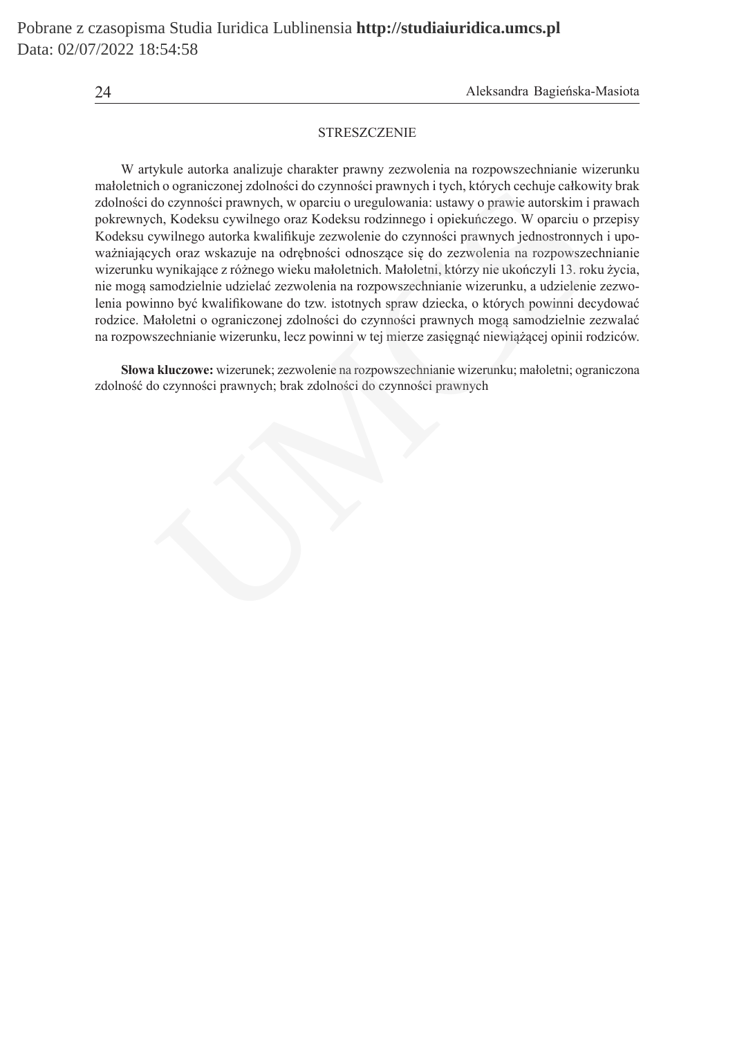## STRESZCZENIE

W artykule autorka analizuje charakter prawny zezwolenia na rozpowszechnianie wizerunku małoletnich o ograniczonej zdolności do czynności prawnych i tych, których cechuje całkowity brak zdolności do czynności prawnych, w oparciu o uregulowania: ustawy o prawie autorskim i prawach pokrewnych, Kodeksu cywilnego oraz Kodeksu rodzinnego i opiekuńczego. W oparciu o przepisy Kodeksu cywilnego autorka kwalifikuje zezwolenie do czynności prawnych jednostronnych i upoważniających oraz wskazuje na odrębności odnoszące się do zezwolenia na rozpowszechnianie wizerunku wynikające z różnego wieku małoletnich. Małoletni, którzy nie ukończyli 13. roku życia, nie mogą samodzielnie udzielać zezwolenia na rozpowszechnianie wizerunku, a udzielenie zezwolenia powinno być kwalifikowane do tzw. istotnych spraw dziecka, o których powinni decydować rodzice. Małoletni o ograniczonej zdolności do czynności prawnych mogą samodzielnie zezwalać na rozpowszechnianie wizerunku, lecz powinni w tej mierze zasięgnąć niewiążącej opinii rodziców.

**Słowa kluczowe:** wizerunek; zezwolenie na rozpowszechnianie wizerunku; małoletni; ograniczona zdolność do czynności prawnych; brak zdolności do czynności prawnych